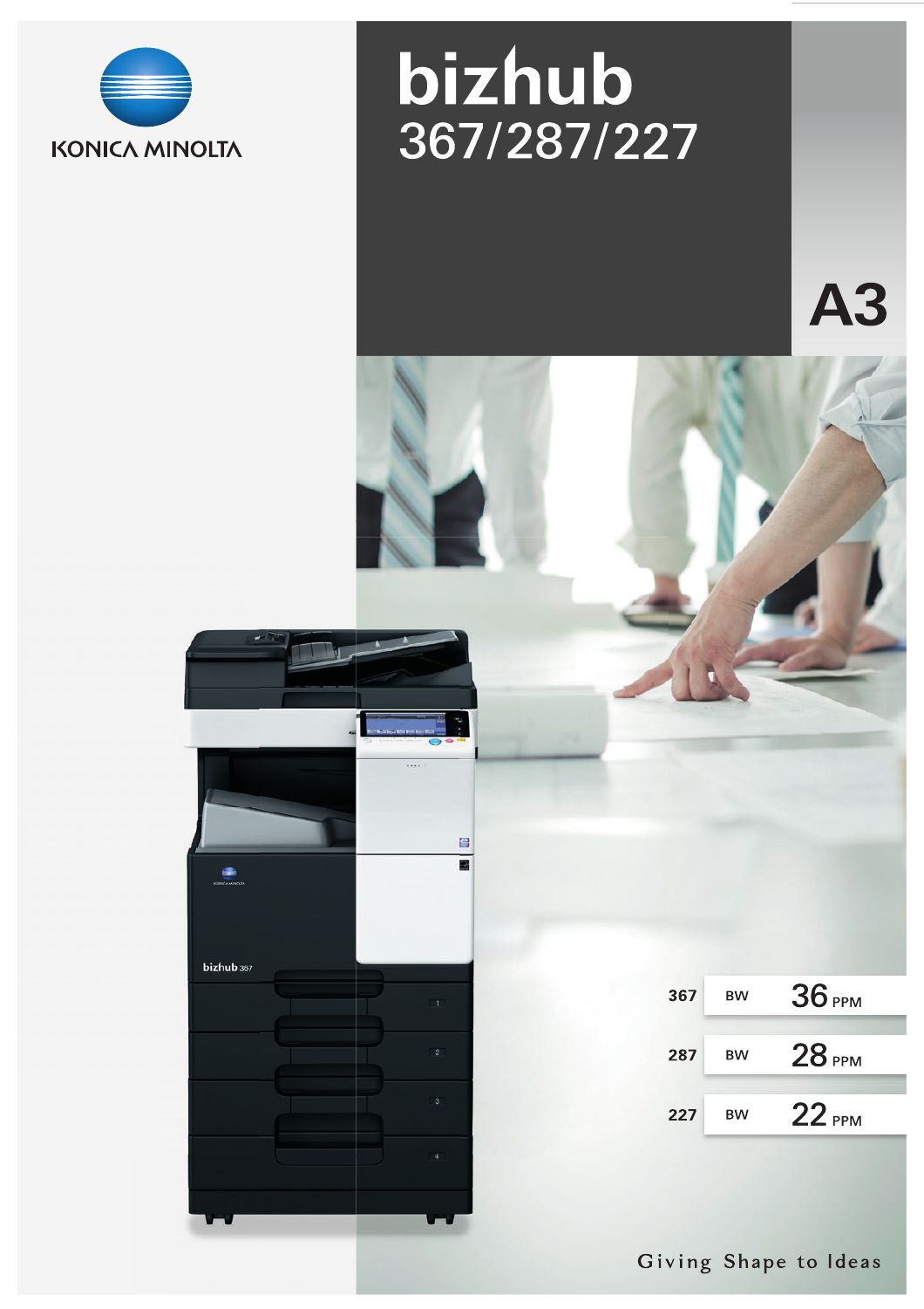KONICA MINOLTA

# bizhub 367/287/227

A3

| | | |
|---|---|---|
| 367 | BW | 36 PPM |
| 287 | BW | 28 PPM |
| 227 | BW | 22 PPM |

Giving Shape to Ideas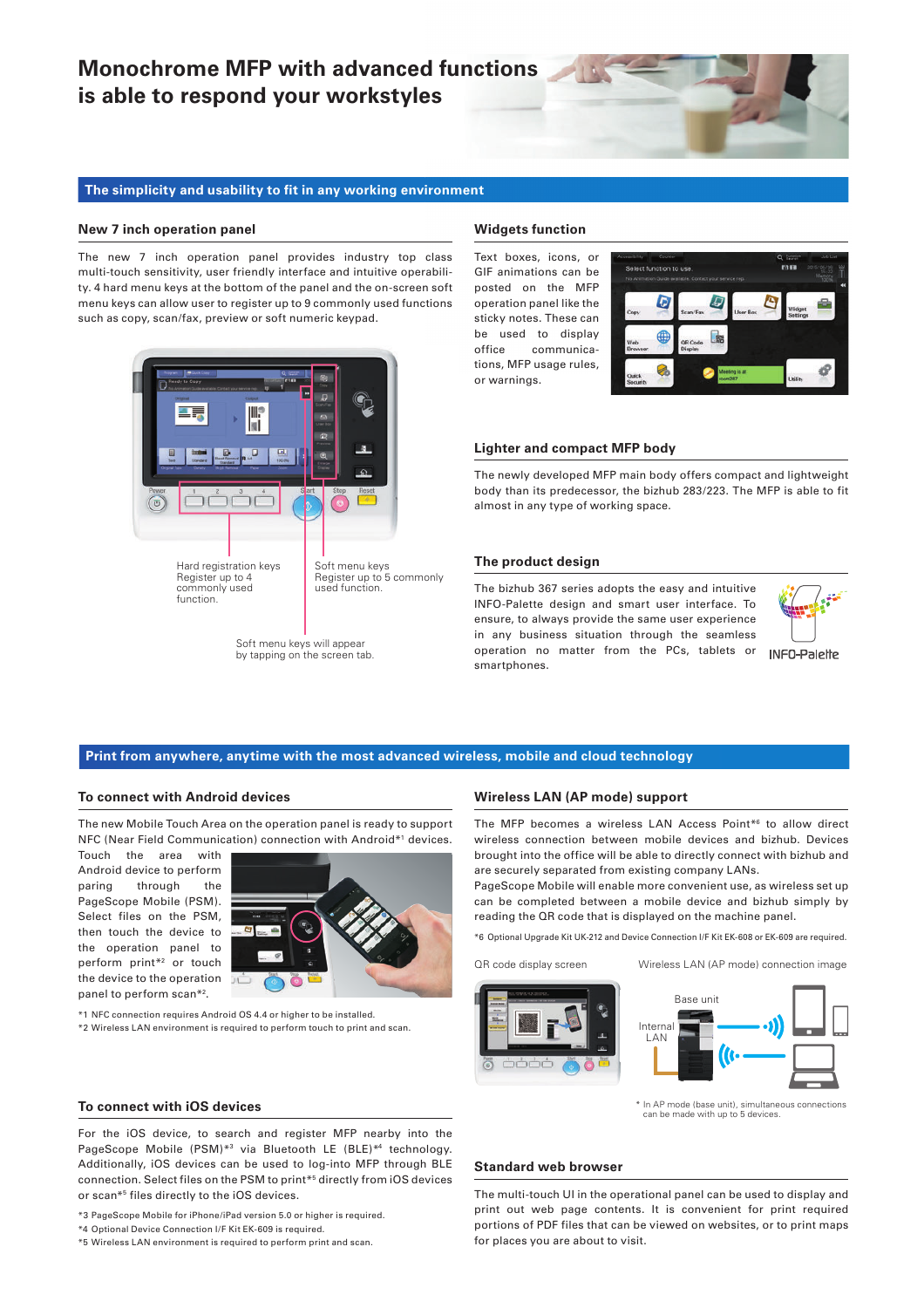# Monochrome MFP with advanced functions is able to respond your workstyles

## The simplicity and usability to fit in any working environment

### New 7 inch operation panel

The new 7 inch operation panel provides industry top class multi-touch sensitivity, user friendly interface and intuitive operability. 4 hard menu keys at the bottom of the panel and the on-screen soft menu keys can allow user to register up to 9 commonly used functions such as copy, scan/fax, preview or soft numeric keypad.

Hard registration keys
Register up to 4 commonly used function.

Soft menu keys
Register up to 5 commonly used function.

Soft menu keys will appear by tapping on the screen tab.

### Widgets function

Text boxes, icons, or GIF animations can be posted on the MFP operation panel like the sticky notes. These can be used to display office communications, MFP usage rules, or warnings.

### Lighter and compact MFP body

The newly developed MFP main body offers compact and lightweight body than its predecessor, the bizhub 283/223. The MFP is able to fit almost in any type of working space.

### The product design

The bizhub 367 series adopts the easy and intuitive INFO-Palette design and smart user interface. To ensure, to always provide the same user experience in any business situation through the seamless operation no matter from the PCs, tablets or smartphones.

INFO-Palette

## Print from anywhere, anytime with the most advanced wireless, mobile and cloud technology

### To connect with Android devices

The new Mobile Touch Area on the operation panel is ready to support NFC (Near Field Communication) connection with Android*1 devices. Touch the area with Android device to perform paring through the PageScope Mobile (PSM). Select files on the PSM, then touch the device to the operation panel to perform print*2 or touch the operation panel to perform scan*2.

*1 NFC connection requires Android OS 4.4 or higher to be installed.
*2 Wireless LAN environment is required to perform touch to print and scan.

### To connect with iOS devices

For the iOS device, to search and register MFP nearby into the PageScope Mobile (PSM)*3 via Bluetooth LE (BLE)*4 technology. Additionally, iOS devices can be used to log-into MFP through BLE connection. Select files on the PSM to print*5 directly from iOS devices or scan*5 files directly to the iOS devices.

*3 PageScope Mobile for iPhone/iPad version 5.0 or higher is required.
*4 Optional Device Connection I/F Kit EK-609 is required.
*5 Wireless LAN environment is required to perform print and scan.

### Wireless LAN (AP mode) support

The MFP becomes a wireless LAN Access Point*6 to allow direct wireless connection between mobile devices and bizhub. Devices brought into the office will be able to directly connect with bizhub and are securely separated from existing company LANs.
PageScope Mobile will enable more convenient use, as wireless set up can be completed between a mobile device and bizhub simply by reading the QR code that is displayed on the machine panel.

*6 Optional Upgrade Kit UK-212 and Device Connection I/F Kit EK-608 or EK-609 are required.

QR code display screen

Wireless LAN (AP mode) connection image

Base unit

Internal LAN

* In AP mode (base unit), simultaneous connections can be made with up to 5 devices.

### Standard web browser

The multi-touch UI in the operational panel can be used to display and print out web page contents. It is convenient for print required portions of PDF files that can be viewed on websites, or to print maps for places you are about to visit.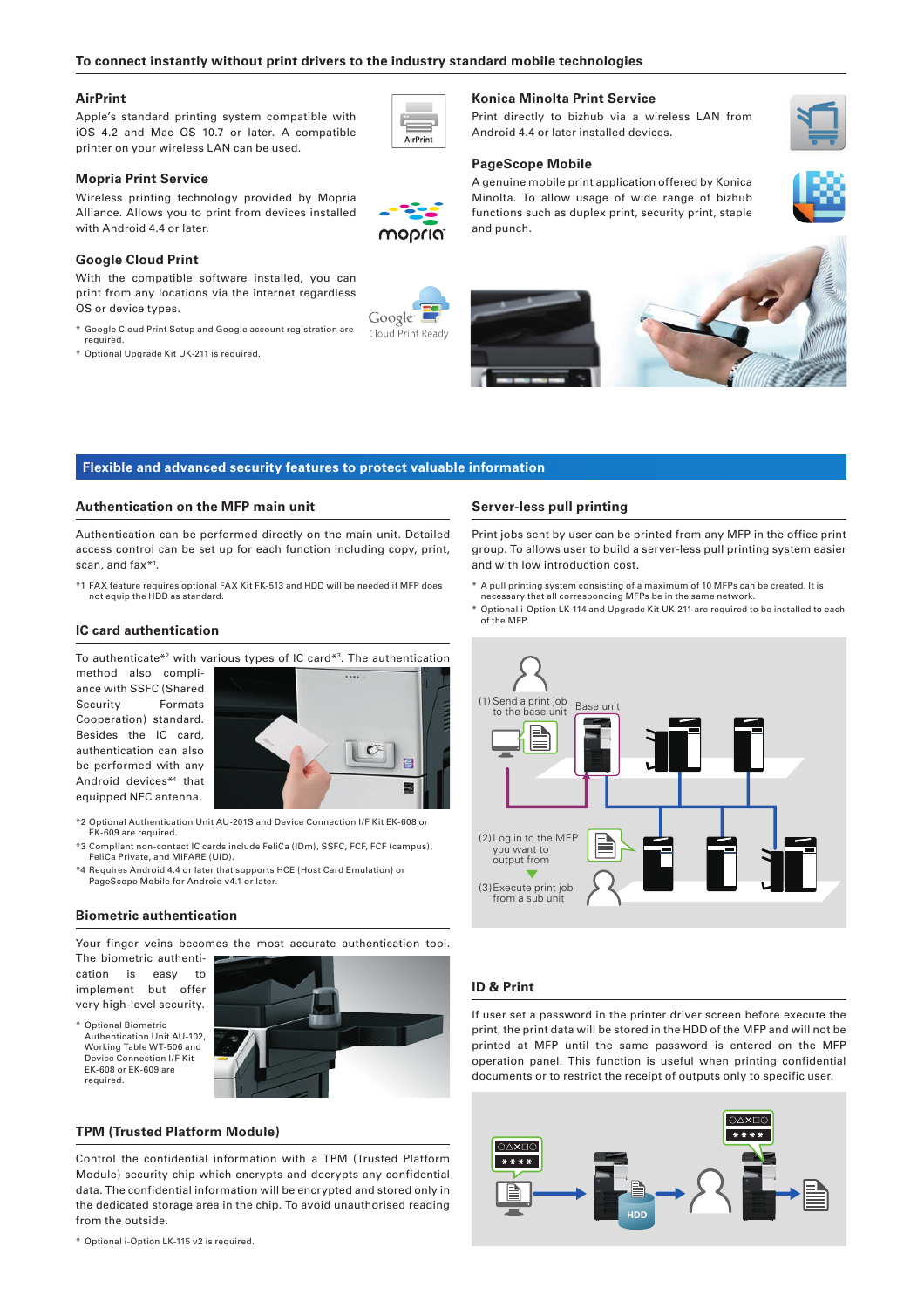## To connect instantly without print drivers to the industry standard mobile technologies

### AirPrint

Apple's standard printing system compatible with iOS 4.2 and Mac OS 10.7 or later. A compatible printer on your wireless LAN can be used.

### Mopria Print Service

Wireless printing technology provided by Mopria Alliance. Allows you to print from devices installed with Android 4.4 or later.

### Google Cloud Print

With the compatible software installed, you can print from any locations via the internet regardless OS or device types.

* Google Cloud Print Setup and Google account registration are required.
* Optional Upgrade Kit UK-211 is required.

### Konica Minolta Print Service

Print directly to bizhub via a wireless LAN from Android 4.4 or later installed devices.

### PageScope Mobile

A genuine mobile print application offered by Konica Minolta. To allow usage of wide range of bizhub functions such as duplex print, security print, staple and punch.

## Flexible and advanced security features to protect valuable information

### Authentication on the MFP main unit

Authentication can be performed directly on the main unit. Detailed access control can be set up for each function including copy, print, scan, and fax*1.

*1 FAX feature requires optional FAX Kit FK-513 and HDD will be needed if MFP does not equip the HDD as standard.

### IC card authentication

To authenticate*2 with various types of IC card*3. The authentication method also compliance with SSFC (Shared Security Formats Cooperation) standard. Besides the IC card, authentication can also be performed with any Android devices*4 that equipped NFC antenna.

*2 Optional Authentication Unit AU-201S and Device Connection I/F Kit EK-608 or EK-609 are required.
*3 Compliant non-contact IC cards include FeliCa (IDm), SSFC, FCF, FCF (campus), FeliCa Private, and MIFARE (UID).
*4 Requires Android 4.4 or later that supports HCE (Host Card Emulation) or PageScope Mobile for Android v4.1 or later.

### Biometric authentication

Your finger veins becomes the most accurate authentication tool. The biometric authentication is easy to implement but offer very high-level security.

* Optional Biometric Authentication Unit AU-102, Working Table WT-506 and Device Connection I/F Kit EK-608 or EK-609 are required.

### TPM (Trusted Platform Module)

Control the confidential information with a TPM (Trusted Platform Module) security chip which encrypts and decrypts any confidential data. The confidential information will be encrypted and stored only in the dedicated storage area in the chip. To avoid unauthorised reading from the outside.

* Optional i-Option LK-115 v2 is required.

### Server-less pull printing

Print jobs sent by user can be printed from any MFP in the office print group. To allows user to build a server-less pull printing system easier and with low introduction cost.

* A pull printing system consisting of a maximum of 10 MFPs can be created. It is necessary that all corresponding MFPs be in the same network.
* Optional i-Option LK-114 and Upgrade Kit UK-211 are required to be installed to each of the MFP.

(1) Send a print job to the base unit
Base unit
(2) Log in to the MFP you want to output from
(3) Execute print job from a sub unit

### ID & Print

If user set a password in the printer driver screen before execute the print, the print data will be stored in the HDD of the MFP and will not be printed at MFP until the same password is entered on the MFP operation panel. This function is useful when printing confidential documents or to restrict the receipt of outputs only to specific user.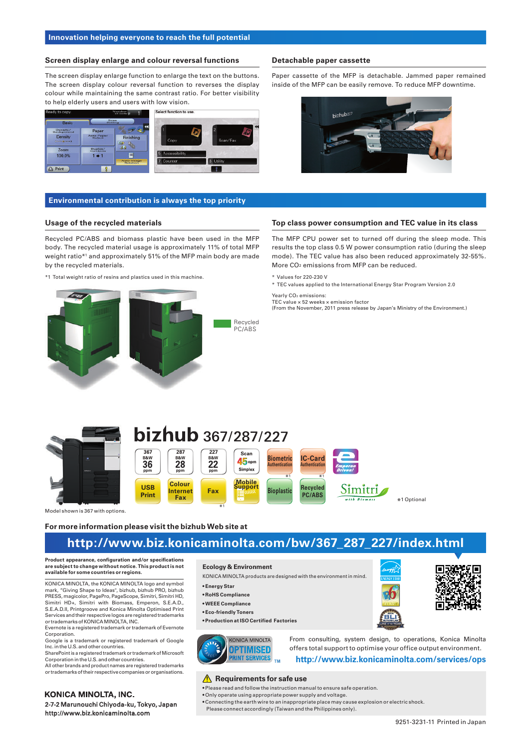## Innovation helping everyone to reach the full potential

### Screen display enlarge and colour reversal functions

The screen display enlarge function to enlarge the text on the buttons. The screen display colour reversal functions to reverses the display colour while maintaining the same contrast ratio. For better visibility to help elderly users and users with low vision.

### Detachable paper cassette

Paper cassette of the MFP is detachable. Jammed paper remained inside of the MFP can be easily remove. To reduce MFP downtime.

## Environmental contribution is always the top priority

### Usage of the recycled materials

Recycled PC/ABS and biomass plastic have been used in the MFP body. The recycled material usage is approximately 11% of total MFP weight ratio*1 and approximately 51% of the MFP main body are made by the recycled materials.

*1 Total weight ratio of resins and plastics used in this machine.

Recycled PC/ABS

### Top class power consumption and TEC value in its class

The MFP CPU power set to turned off during the sleep mode. This results the top class 0.5 W power consumption ratio (during the sleep mode). The TEC value has also been reduced approximately 32-55%. More $CO_2$ emissions from MFP can be reduced.

\* Values for 220-230 V

\* TEC values applied to the International Energy Star Program Version 2.0

Yearly $CO_2$ emissions:
TEC value × 52 weeks × emission factor
(From the November, 2011 press release by Japan's Ministry of the Environment.)

# bizhub 367/287/227

367 B&W 36 ppm · 287 B&W 28 ppm · 227 B&W 22 ppm · Scan 45 opm Simplex · Biometric Authentication *1 · IC-Card Authentication *1 · Emperon Driven!

USB Print · Colour Internet Fax · Fax *1 · Mobile Support · Bioplastic · Recycled PC/ABS · Simitri with Biomass

*1 Optional

Model shown is 367 with options.

**For more information please visit the bizhub Web site at**

**http://www.biz.konicaminolta.com/bw/367_287_227/index.html**

**Product appearance, configuration and/or specifications are subject to change without notice. This product is not available for some countries or regions.**

KONICA MINOLTA, the KONICA MINOLTA logo and symbol mark, "Giving Shape to Ideas", bizhub, bizhub PRO, bizhub PRESS, magicolor, PagePro, PageScope, Simitri, Simitri HD, Simitri HD+, Simitri with Biomass, Emperon, S.E.A.D., S.E.A.D.II, Printgroove and Konica Minolta Optimised Print Services and their respective logos are registered trademarks or trademarks of KONICA MINOLTA, INC.
Evernote is a registered trademark or trademark of Evernote Corporation.
Google is a trademark or registered trademark of Google Inc. in the U.S. and other countries.
SharePoint is a registered trademark or trademark of Microsoft Corporation in the U.S. and other countries.
All other brands and product names are registered trademarks or trademarks of their respective companies or organisations.

### Ecology & Environment

KONICA MINOLTA products are designed with the environment in mind.

- **Energy Star**
- **RoHS Compliance**
- **WEEE Compliance**
- **Eco-friendly Toners**
- **Production at ISO Certified Factories**

KONICA MINOLTA OPTIMISED PRINT SERVICES™

From consulting, system design, to operations, Konica Minolta offers total support to optimise your office output environment.

**http://www.biz.konicaminolta.com/services/ops**

### Requirements for safe use

- Please read and follow the instruction manual to ensure safe operation.
- Only operate using appropriate power supply and voltage.
- Connecting the earth wire to an inappropriate place may cause explosion or electric shock. Please connect accordingly (Taiwan and the Philippines only).

**KONICA MINOLTA, INC.**
**2-7-2 Marunouchi Chiyoda-ku, Tokyo, Japan**
**http://www.biz.konicaminolta.com**

9251-3231-11 Printed in Japan